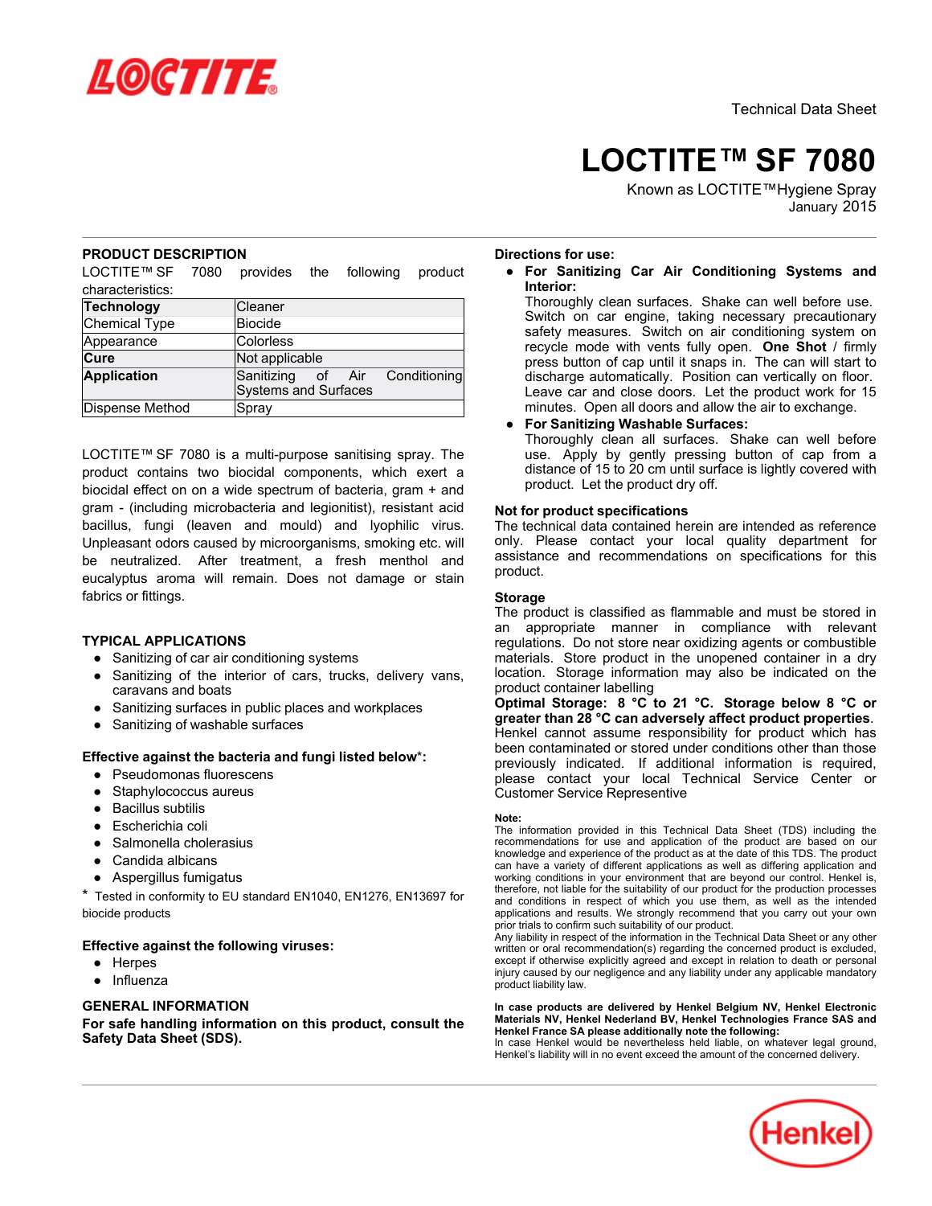Technical Data Sheet

# LOCTITE™ SF 7080

Known as LOCTITE™Hygiene Spray
January 2015

## PRODUCT DESCRIPTION

LOCTITE™ SF 7080 provides the following product characteristics:

| | |
|---|---|
| **Technology** | Cleaner |
| Chemical Type | Biocide |
| Appearance | Colorless |
| **Cure** | Not applicable |
| **Application** | Sanitizing of Air Conditioning Systems and Surfaces |
| Dispense Method | Spray |

LOCTITE™ SF 7080 is a multi-purpose sanitising spray. The product contains two biocidal components, which exert a biocidal effect on on a wide spectrum of bacteria, gram + and gram - (including microbacteria and legionitist), resistant acid bacillus, fungi (leaven and mould) and lyophilic virus. Unpleasant odors caused by microorganisms, smoking etc. will be neutralized. After treatment, a fresh menthol and eucalyptus aroma will remain. Does not damage or stain fabrics or fittings.

## TYPICAL APPLICATIONS

- Sanitizing of car air conditioning systems
- Sanitizing of the interior of cars, trucks, delivery vans, caravans and boats
- Sanitizing surfaces in public places and workplaces
- Sanitizing of washable surfaces

### Effective against the bacteria and fungi listed below*:

- Pseudomonas fluorescens
- Staphylococcus aureus
- Bacillus subtilis
- Escherichia coli
- Salmonella cholerasius
- Candida albicans
- Aspergillus fumigatus

* Tested in conformity to EU standard EN1040, EN1276, EN13697 for biocide products

### Effective against the following viruses:

- Herpes
- Influenza

## GENERAL INFORMATION

**For safe handling information on this product, consult the Safety Data Sheet (SDS).**

### Directions for use:

- **For Sanitizing Car Air Conditioning Systems and Interior:**
  Thoroughly clean surfaces. Shake can well before use. Switch on car engine, taking necessary precautionary safety measures. Switch on air conditioning system on recycle mode with vents fully open. **One Shot** / firmly press button of cap until it snaps in. The can will start to discharge automatically. Position can vertically on floor. Leave car and close doors. Let the product work for 15 minutes. Open all doors and allow the air to exchange.
- **For Sanitizing Washable Surfaces:**
  Thoroughly clean all surfaces. Shake can well before use. Apply by gently pressing button of cap from a distance of 15 to 20 cm until surface is lightly covered with product. Let the product dry off.

### Not for product specifications

The technical data contained herein are intended as reference only. Please contact your local quality department for assistance and recommendations on specifications for this product.

### Storage

The product is classified as flammable and must be stored in an appropriate manner in compliance with relevant regulations. Do not store near oxidizing agents or combustible materials. Store product in the unopened container in a dry location. Storage information may also be indicated on the product container labelling

**Optimal Storage: 8 °C to 21 °C. Storage below 8 °C or greater than 28 °C can adversely affect product properties**. Henkel cannot assume responsibility for product which has been contaminated or stored under conditions other than those previously indicated. If additional information is required, please contact your local Technical Service Center or Customer Service Representive

**Note:**
The information provided in this Technical Data Sheet (TDS) including the recommendations for use and application of the product are based on our knowledge and experience of the product as at the date of this TDS. The product can have a variety of different applications as well as differing application and working conditions in your environment that are beyond our control. Henkel is, therefore, not liable for the suitability of our product for the production processes and conditions in respect of which you use them, as well as the intended applications and results. We strongly recommend that you carry out your own prior trials to confirm such suitability of our product.
Any liability in respect of the information in the Technical Data Sheet or any other written or oral recommendation(s) regarding the concerned product is excluded, except if otherwise explicitly agreed and except in relation to death or personal injury caused by our negligence and any liability under any applicable mandatory product liability law.

**In case products are delivered by Henkel Belgium NV, Henkel Electronic Materials NV, Henkel Nederland BV, Henkel Technologies France SAS and Henkel France SA please additionally note the following:**
In case Henkel would be nevertheless held liable, on whatever legal ground, Henkel's liability will in no event exceed the amount of the concerned delivery.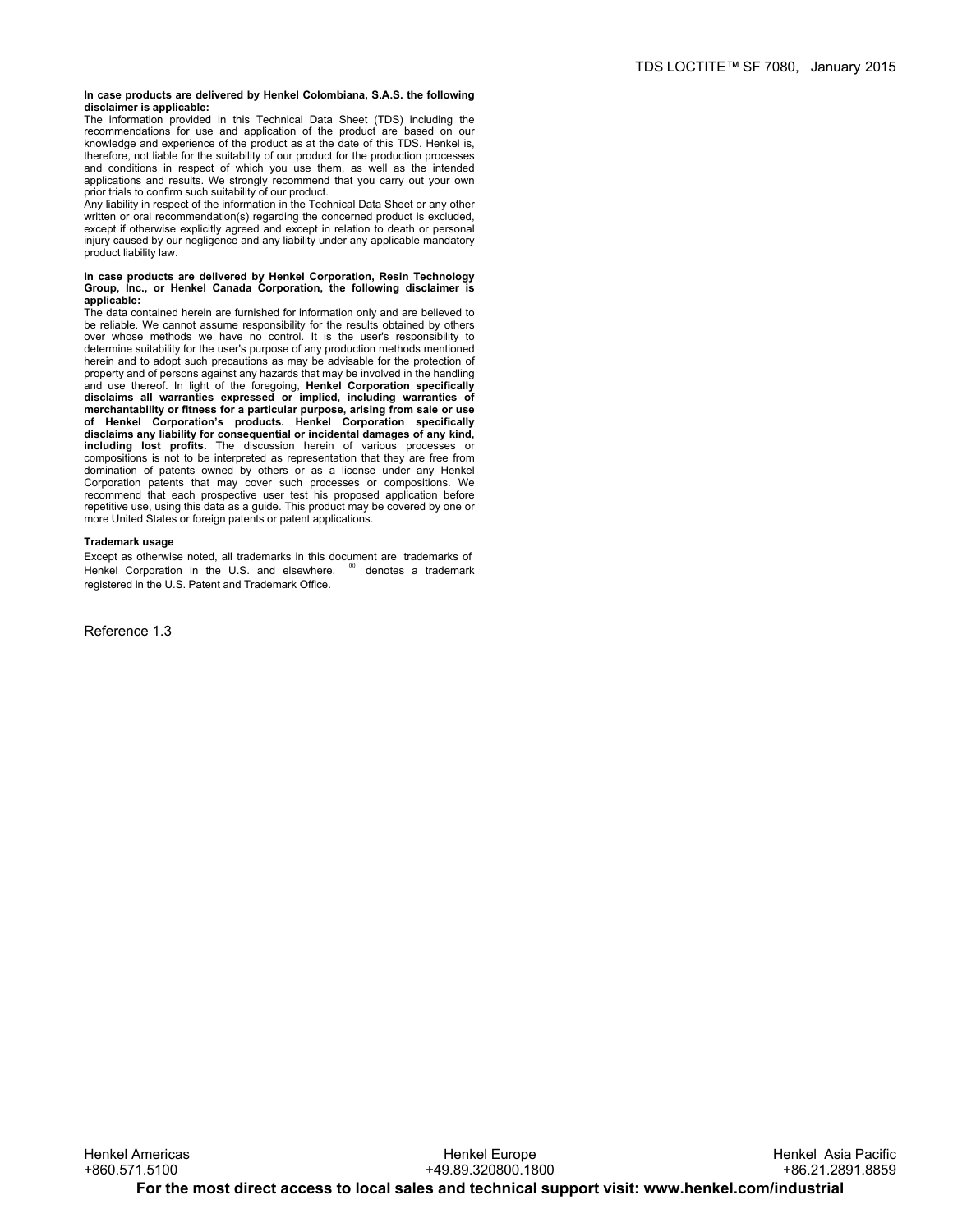**In case products are delivered by Henkel Colombiana, S.A.S. the following disclaimer is applicable:**

The information provided in this Technical Data Sheet (TDS) including the recommendations for use and application of the product are based on our knowledge and experience of the product as at the date of this TDS. Henkel is, therefore, not liable for the suitability of our product for the production processes and conditions in respect of which you use them, as well as the intended applications and results. We strongly recommend that you carry out your own prior trials to confirm such suitability of our product.

Any liability in respect of the information in the Technical Data Sheet or any other written or oral recommendation(s) regarding the concerned product is excluded, except if otherwise explicitly agreed and except in relation to death or personal injury caused by our negligence and any liability under any applicable mandatory product liability law.

**In case products are delivered by Henkel Corporation, Resin Technology Group, Inc., or Henkel Canada Corporation, the following disclaimer is applicable:**

The data contained herein are furnished for information only and are believed to be reliable. We cannot assume responsibility for the results obtained by others over whose methods we have no control. It is the user's responsibility to determine suitability for the user's purpose of any production methods mentioned herein and to adopt such precautions as may be advisable for the protection of property and of persons against any hazards that may be involved in the handling and use thereof. In light of the foregoing, **Henkel Corporation specifically disclaims all warranties expressed or implied, including warranties of merchantability or fitness for a particular purpose, arising from sale or use of Henkel Corporation's products. Henkel Corporation specifically disclaims any liability for consequential or incidental damages of any kind, including lost profits.** The discussion herein of various processes or compositions is not to be interpreted as representation that they are free from domination of patents owned by others or as a license under any Henkel Corporation patents that may cover such processes or compositions. We recommend that each prospective user test his proposed application before repetitive use, using this data as a guide. This product may be covered by one or more United States or foreign patents or patent applications.

**Trademark usage**

Except as otherwise noted, all trademarks in this document are trademarks of Henkel Corporation in the U.S. and elsewhere. ® denotes a trademark registered in the U.S. Patent and Trademark Office.

Reference 1.3

Henkel Americas
+860.571.5100

Henkel Europe
+49.89.320800.1800

Henkel Asia Pacific
+86.21.2891.8859

**For the most direct access to local sales and technical support visit: www.henkel.com/industrial**